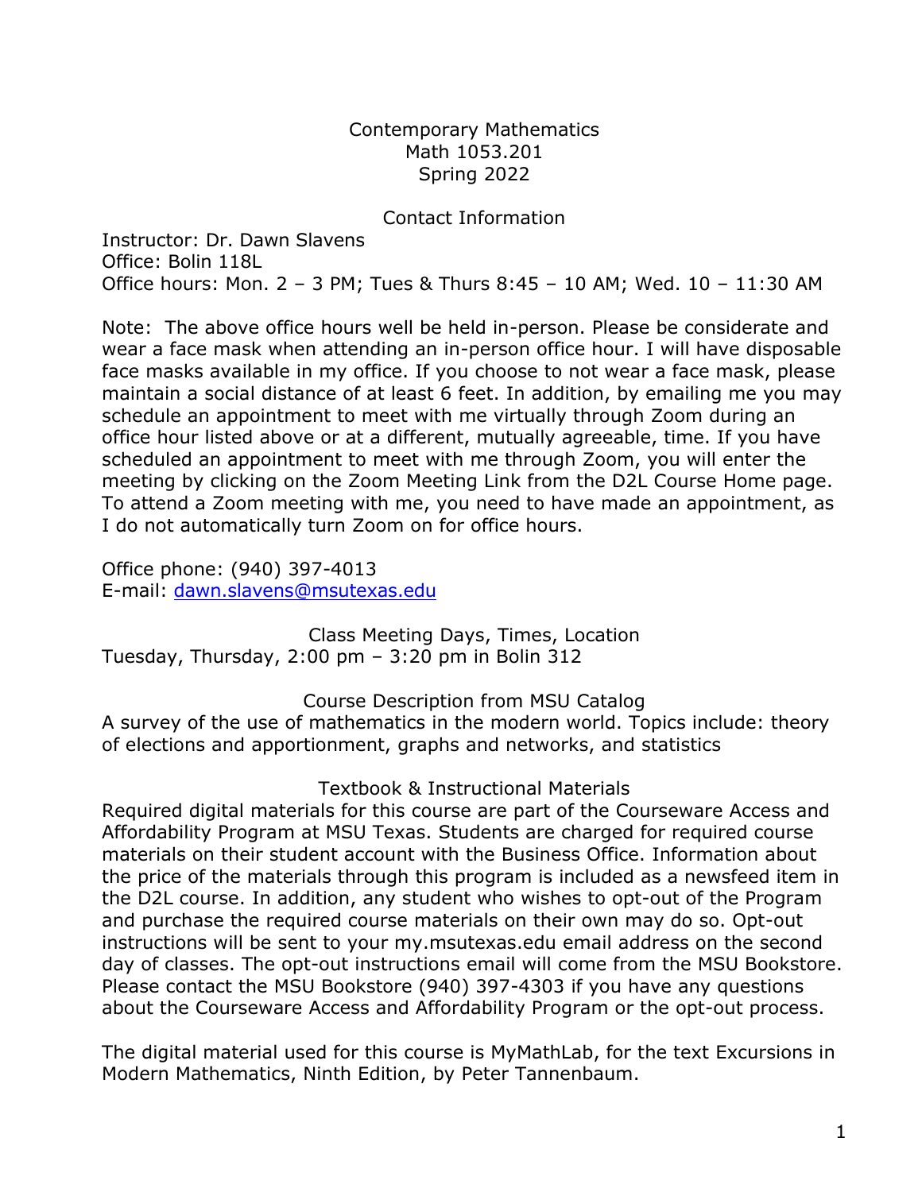# Contemporary Mathematics
## Math 1053.201
## Spring 2022

## Contact Information

Instructor: Dr. Dawn Slavens
Office: Bolin 118L
Office hours: Mon. 2 – 3 PM; Tues & Thurs 8:45 – 10 AM; Wed. 10 – 11:30 AM

Note: The above office hours well be held in-person. Please be considerate and wear a face mask when attending an in-person office hour. I will have disposable face masks available in my office. If you choose to not wear a face mask, please maintain a social distance of at least 6 feet. In addition, by emailing me you may schedule an appointment to meet with me virtually through Zoom during an office hour listed above or at a different, mutually agreeable, time. If you have scheduled an appointment to meet with me through Zoom, you will enter the meeting by clicking on the Zoom Meeting Link from the D2L Course Home page. To attend a Zoom meeting with me, you need to have made an appointment, as I do not automatically turn Zoom on for office hours.

Office phone: (940) 397-4013
E-mail: dawn.slavens@msutexas.edu

## Class Meeting Days, Times, Location

Tuesday, Thursday, 2:00 pm – 3:20 pm in Bolin 312

## Course Description from MSU Catalog

A survey of the use of mathematics in the modern world. Topics include: theory of elections and apportionment, graphs and networks, and statistics

## Textbook & Instructional Materials

Required digital materials for this course are part of the Courseware Access and Affordability Program at MSU Texas. Students are charged for required course materials on their student account with the Business Office. Information about the price of the materials through this program is included as a newsfeed item in the D2L course. In addition, any student who wishes to opt-out of the Program and purchase the required course materials on their own may do so. Opt-out instructions will be sent to your my.msutexas.edu email address on the second day of classes. The opt-out instructions email will come from the MSU Bookstore. Please contact the MSU Bookstore (940) 397-4303 if you have any questions about the Courseware Access and Affordability Program or the opt-out process.

The digital material used for this course is MyMathLab, for the text Excursions in Modern Mathematics, Ninth Edition, by Peter Tannenbaum.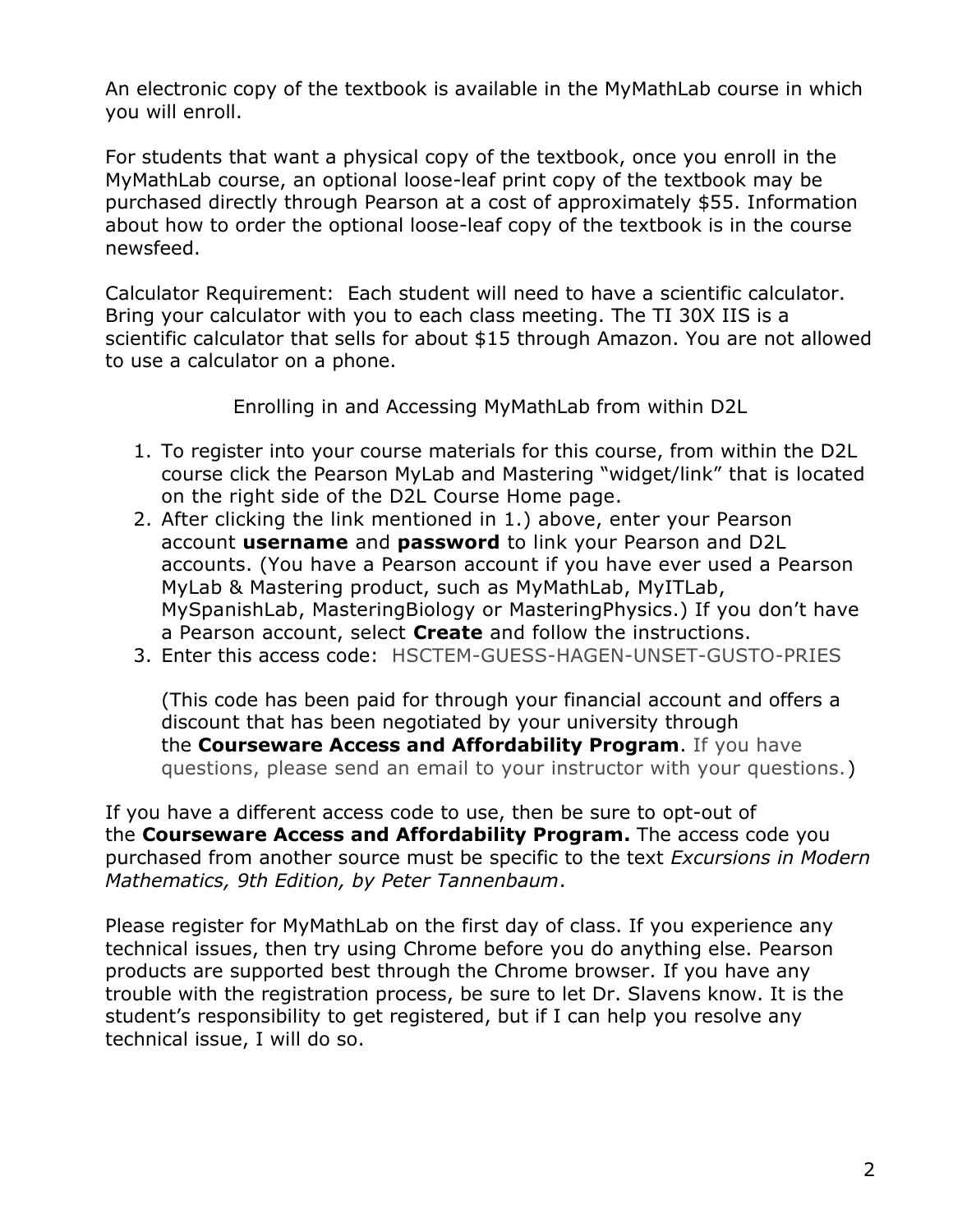An electronic copy of the textbook is available in the MyMathLab course in which you will enroll.

For students that want a physical copy of the textbook, once you enroll in the MyMathLab course, an optional loose-leaf print copy of the textbook may be purchased directly through Pearson at a cost of approximately $55. Information about how to order the optional loose-leaf copy of the textbook is in the course newsfeed.

Calculator Requirement: Each student will need to have a scientific calculator. Bring your calculator with you to each class meeting. The TI 30X IIS is a scientific calculator that sells for about $15 through Amazon. You are not allowed to use a calculator on a phone.

## Enrolling in and Accessing MyMathLab from within D2L

1. To register into your course materials for this course, from within the D2L course click the Pearson MyLab and Mastering "widget/link" that is located on the right side of the D2L Course Home page.
2. After clicking the link mentioned in 1.) above, enter your Pearson account **username** and **password** to link your Pearson and D2L accounts. (You have a Pearson account if you have ever used a Pearson MyLab & Mastering product, such as MyMathLab, MyITLab, MySpanishLab, MasteringBiology or MasteringPhysics.) If you don't have a Pearson account, select **Create** and follow the instructions.
3. Enter this access code: HSCTEM-GUESS-HAGEN-UNSET-GUSTO-PRIES

   (This code has been paid for through your financial account and offers a discount that has been negotiated by your university through the **Courseware Access and Affordability Program**. If you have questions, please send an email to your instructor with your questions.)

If you have a different access code to use, then be sure to opt-out of the **Courseware Access and Affordability Program.** The access code you purchased from another source must be specific to the text *Excursions in Modern Mathematics, 9th Edition, by Peter Tannenbaum*.

Please register for MyMathLab on the first day of class. If you experience any technical issues, then try using Chrome before you do anything else. Pearson products are supported best through the Chrome browser. If you have any trouble with the registration process, be sure to let Dr. Slavens know. It is the student's responsibility to get registered, but if I can help you resolve any technical issue, I will do so.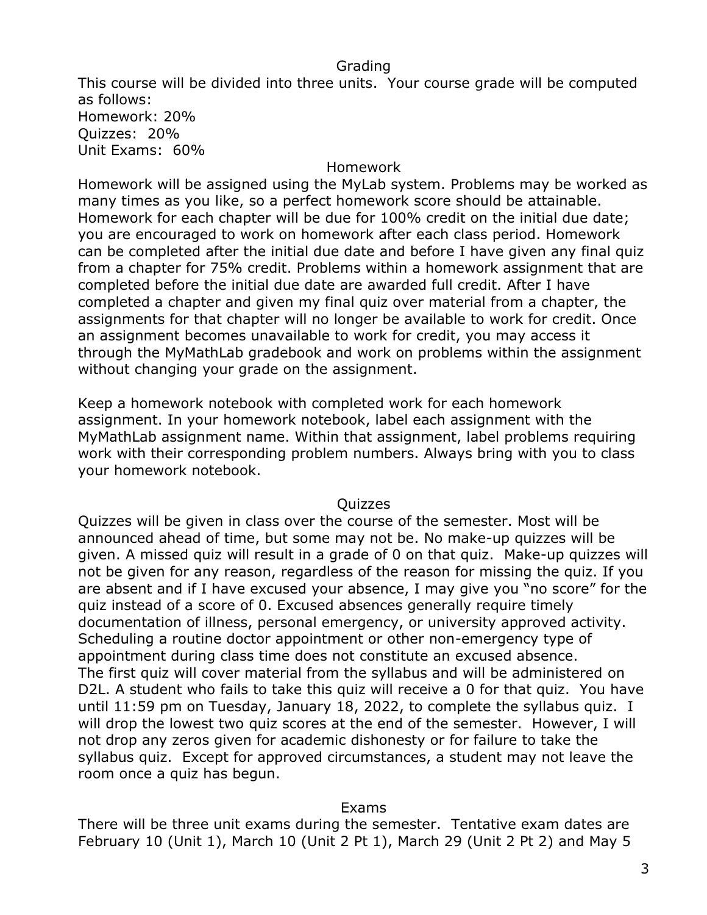## Grading

This course will be divided into three units. Your course grade will be computed as follows:

Homework: 20%
Quizzes: 20%
Unit Exams: 60%

## Homework

Homework will be assigned using the MyLab system. Problems may be worked as many times as you like, so a perfect homework score should be attainable. Homework for each chapter will be due for 100% credit on the initial due date; you are encouraged to work on homework after each class period. Homework can be completed after the initial due date and before I have given any final quiz from a chapter for 75% credit. Problems within a homework assignment that are completed before the initial due date are awarded full credit. After I have completed a chapter and given my final quiz over material from a chapter, the assignments for that chapter will no longer be available to work for credit. Once an assignment becomes unavailable to work for credit, you may access it through the MyMathLab gradebook and work on problems within the assignment without changing your grade on the assignment.

Keep a homework notebook with completed work for each homework assignment. In your homework notebook, label each assignment with the MyMathLab assignment name. Within that assignment, label problems requiring work with their corresponding problem numbers. Always bring with you to class your homework notebook.

## Quizzes

Quizzes will be given in class over the course of the semester. Most will be announced ahead of time, but some may not be. No make-up quizzes will be given. A missed quiz will result in a grade of 0 on that quiz. Make-up quizzes will not be given for any reason, regardless of the reason for missing the quiz. If you are absent and if I have excused your absence, I may give you "no score" for the quiz instead of a score of 0. Excused absences generally require timely documentation of illness, personal emergency, or university approved activity. Scheduling a routine doctor appointment or other non-emergency type of appointment during class time does not constitute an excused absence.
The first quiz will cover material from the syllabus and will be administered on D2L. A student who fails to take this quiz will receive a 0 for that quiz. You have until 11:59 pm on Tuesday, January 18, 2022, to complete the syllabus quiz. I will drop the lowest two quiz scores at the end of the semester. However, I will not drop any zeros given for academic dishonesty or for failure to take the syllabus quiz. Except for approved circumstances, a student may not leave the room once a quiz has begun.

## Exams

There will be three unit exams during the semester. Tentative exam dates are February 10 (Unit 1), March 10 (Unit 2 Pt 1), March 29 (Unit 2 Pt 2) and May 5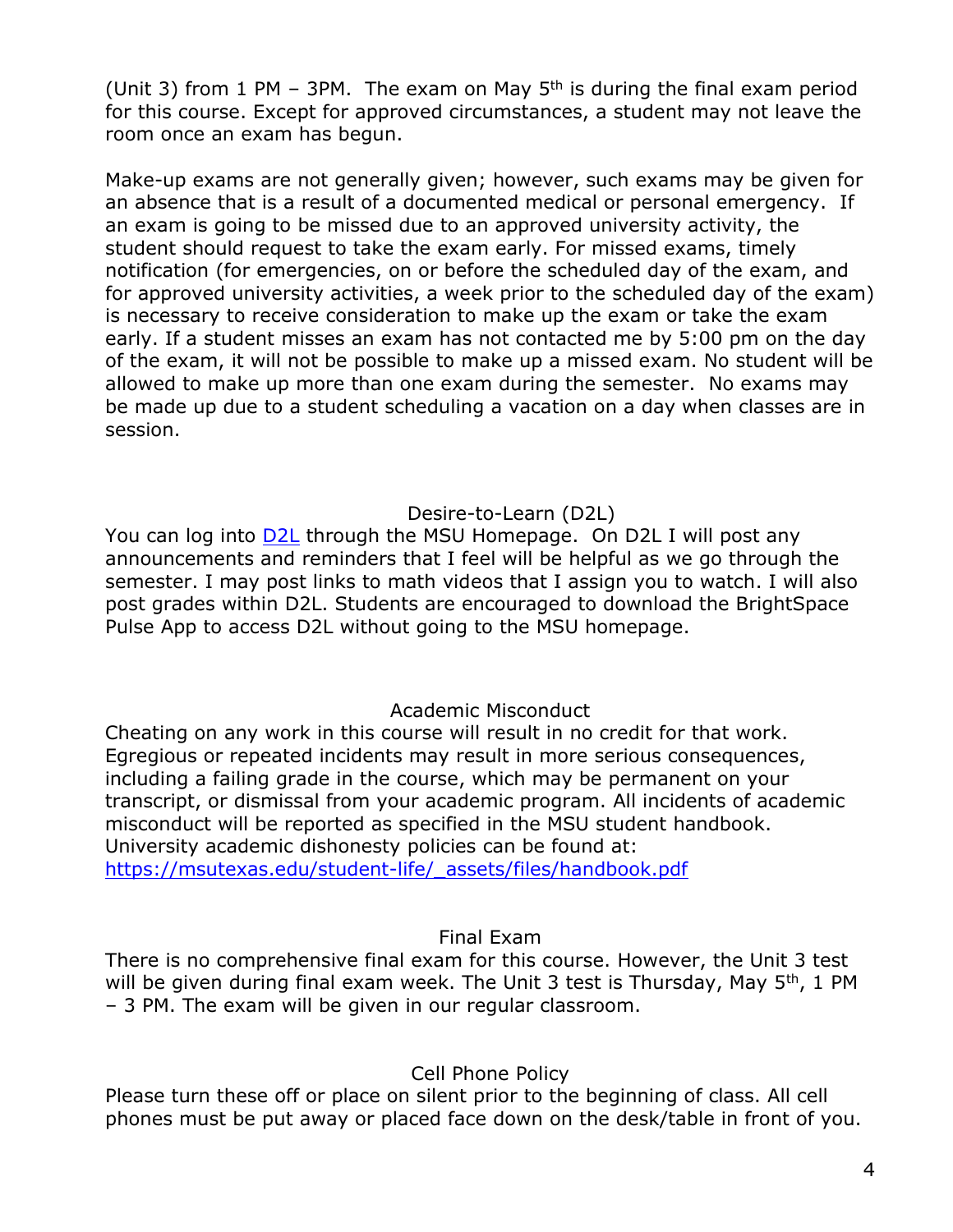(Unit 3) from 1 PM – 3PM. The exam on May 5th is during the final exam period for this course. Except for approved circumstances, a student may not leave the room once an exam has begun.

Make-up exams are not generally given; however, such exams may be given for an absence that is a result of a documented medical or personal emergency. If an exam is going to be missed due to an approved university activity, the student should request to take the exam early. For missed exams, timely notification (for emergencies, on or before the scheduled day of the exam, and for approved university activities, a week prior to the scheduled day of the exam) is necessary to receive consideration to make up the exam or take the exam early. If a student misses an exam has not contacted me by 5:00 pm on the day of the exam, it will not be possible to make up a missed exam. No student will be allowed to make up more than one exam during the semester. No exams may be made up due to a student scheduling a vacation on a day when classes are in session.

## Desire-to-Learn (D2L)

You can log into D2L through the MSU Homepage. On D2L I will post any announcements and reminders that I feel will be helpful as we go through the semester. I may post links to math videos that I assign you to watch. I will also post grades within D2L. Students are encouraged to download the BrightSpace Pulse App to access D2L without going to the MSU homepage.

## Academic Misconduct

Cheating on any work in this course will result in no credit for that work. Egregious or repeated incidents may result in more serious consequences, including a failing grade in the course, which may be permanent on your transcript, or dismissal from your academic program. All incidents of academic misconduct will be reported as specified in the MSU student handbook. University academic dishonesty policies can be found at: https://msutexas.edu/student-life/_assets/files/handbook.pdf

## Final Exam

There is no comprehensive final exam for this course. However, the Unit 3 test will be given during final exam week. The Unit 3 test is Thursday, May 5th, 1 PM – 3 PM. The exam will be given in our regular classroom.

## Cell Phone Policy

Please turn these off or place on silent prior to the beginning of class. All cell phones must be put away or placed face down on the desk/table in front of you.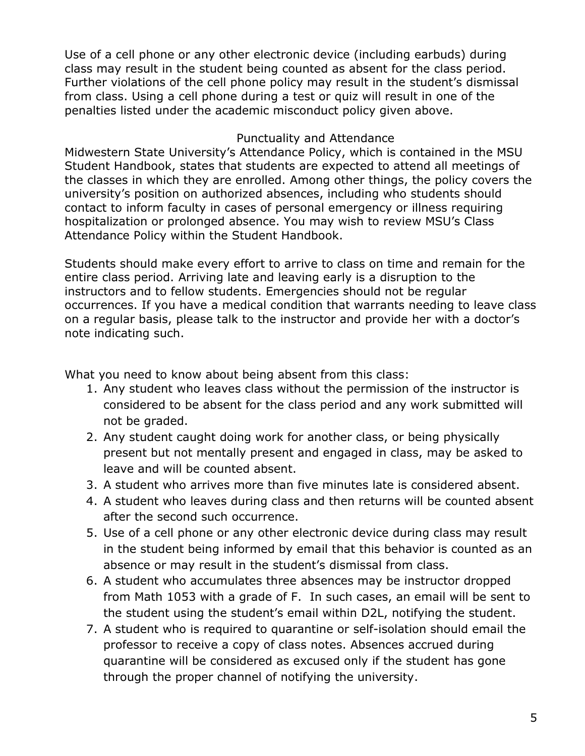Use of a cell phone or any other electronic device (including earbuds) during class may result in the student being counted as absent for the class period. Further violations of the cell phone policy may result in the student's dismissal from class. Using a cell phone during a test or quiz will result in one of the penalties listed under the academic misconduct policy given above.

## Punctuality and Attendance

Midwestern State University's Attendance Policy, which is contained in the MSU Student Handbook, states that students are expected to attend all meetings of the classes in which they are enrolled. Among other things, the policy covers the university's position on authorized absences, including who students should contact to inform faculty in cases of personal emergency or illness requiring hospitalization or prolonged absence. You may wish to review MSU's Class Attendance Policy within the Student Handbook.

Students should make every effort to arrive to class on time and remain for the entire class period. Arriving late and leaving early is a disruption to the instructors and to fellow students. Emergencies should not be regular occurrences. If you have a medical condition that warrants needing to leave class on a regular basis, please talk to the instructor and provide her with a doctor's note indicating such.

What you need to know about being absent from this class:

1. Any student who leaves class without the permission of the instructor is considered to be absent for the class period and any work submitted will not be graded.
2. Any student caught doing work for another class, or being physically present but not mentally present and engaged in class, may be asked to leave and will be counted absent.
3. A student who arrives more than five minutes late is considered absent.
4. A student who leaves during class and then returns will be counted absent after the second such occurrence.
5. Use of a cell phone or any other electronic device during class may result in the student being informed by email that this behavior is counted as an absence or may result in the student's dismissal from class.
6. A student who accumulates three absences may be instructor dropped from Math 1053 with a grade of F. In such cases, an email will be sent to the student using the student's email within D2L, notifying the student.
7. A student who is required to quarantine or self-isolation should email the professor to receive a copy of class notes. Absences accrued during quarantine will be considered as excused only if the student has gone through the proper channel of notifying the university.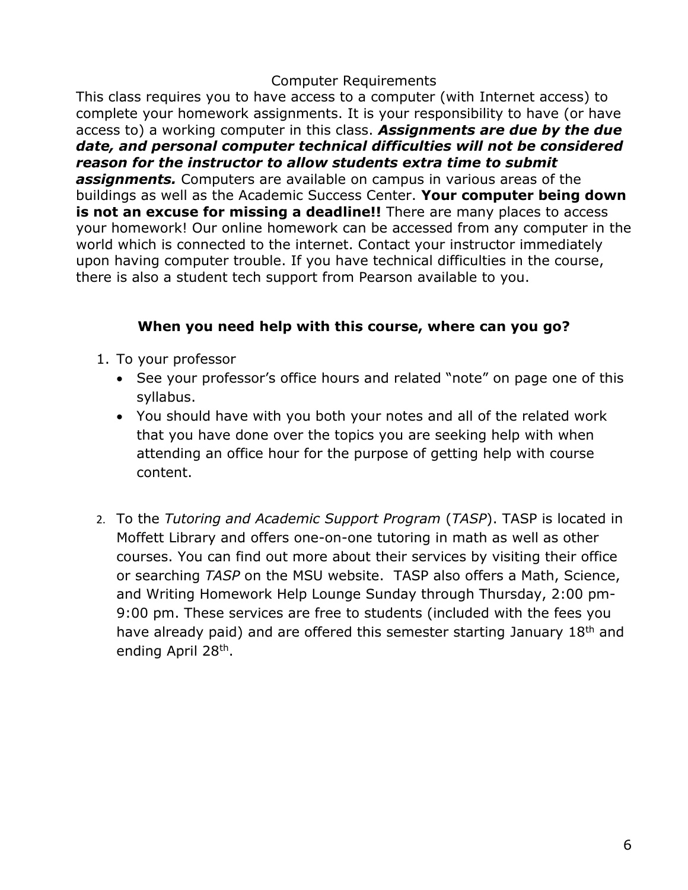## Computer Requirements

This class requires you to have access to a computer (with Internet access) to complete your homework assignments. It is your responsibility to have (or have access to) a working computer in this class. ***Assignments are due by the due date, and personal computer technical difficulties will not be considered reason for the instructor to allow students extra time to submit assignments.*** Computers are available on campus in various areas of the buildings as well as the Academic Success Center. **Your computer being down is not an excuse for missing a deadline!!** There are many places to access your homework! Our online homework can be accessed from any computer in the world which is connected to the internet. Contact your instructor immediately upon having computer trouble. If you have technical difficulties in the course, there is also a student tech support from Pearson available to you.

### When you need help with this course, where can you go?

1. To your professor
   - See your professor's office hours and related "note" on page one of this syllabus.
   - You should have with you both your notes and all of the related work that you have done over the topics you are seeking help with when attending an office hour for the purpose of getting help with course content.

2. To the *Tutoring and Academic Support Program* (*TASP*). TASP is located in Moffett Library and offers one-on-one tutoring in math as well as other courses. You can find out more about their services by visiting their office or searching *TASP* on the MSU website. TASP also offers a Math, Science, and Writing Homework Help Lounge Sunday through Thursday, 2:00 pm-9:00 pm. These services are free to students (included with the fees you have already paid) and are offered this semester starting January 18th and ending April 28th.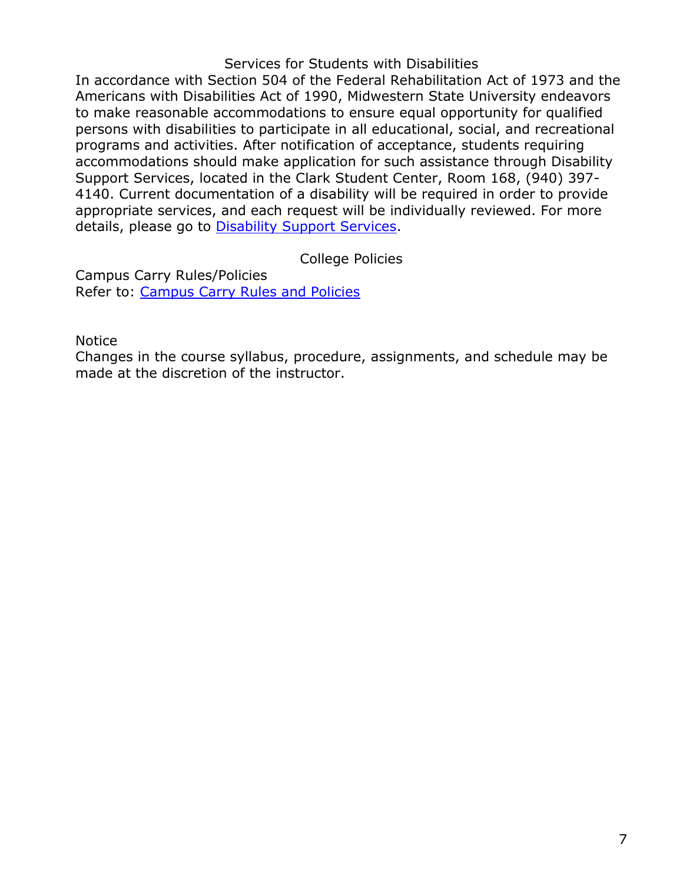## Services for Students with Disabilities

In accordance with Section 504 of the Federal Rehabilitation Act of 1973 and the Americans with Disabilities Act of 1990, Midwestern State University endeavors to make reasonable accommodations to ensure equal opportunity for qualified persons with disabilities to participate in all educational, social, and recreational programs and activities. After notification of acceptance, students requiring accommodations should make application for such assistance through Disability Support Services, located in the Clark Student Center, Room 168, (940) 397-4140. Current documentation of a disability will be required in order to provide appropriate services, and each request will be individually reviewed. For more details, please go to Disability Support Services.

## College Policies

Campus Carry Rules/Policies
Refer to: Campus Carry Rules and Policies

Notice
Changes in the course syllabus, procedure, assignments, and schedule may be made at the discretion of the instructor.